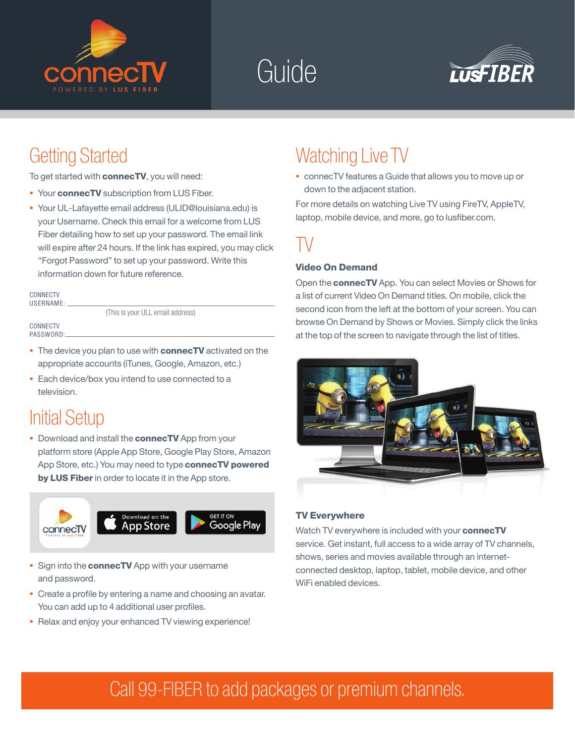# connecTV Guide

## Getting Started

To get started with **connecTV**, you will need:

- Your **connecTV** subscription from LUS Fiber.
- Your UL-Lafayette email address (ULID@louisiana.edu) is your Username. Check this email for a welcome from LUS Fiber detailing how to set up your password. The email link will expire after 24 hours. If the link has expired, you may click "Forgot Password" to set up your password. Write this information down for future reference.

CONNECTV USERNAME: ______________________________
(This is your ULL email address)

CONNECTV PASSWORD: ______________________________

- The device you plan to use with **connecTV** activated on the appropriate accounts (iTunes, Google, Amazon, etc.)
- Each device/box you intend to use connected to a television.

## Initial Setup

- Download and install the **connecTV** App from your platform store (Apple App Store, Google Play Store, Amazon App Store, etc.) You may need to type **connecTV powered by LUS Fiber** in order to locate it in the App store.

- Sign into the **connecTV** App with your username and password.
- Create a profile by entering a name and choosing an avatar. You can add up to 4 additional user profiles.
- Relax and enjoy your enhanced TV viewing experience!

## Watching Live TV

- connecTV features a Guide that allows you to move up or down to the adjacent station.

For more details on watching Live TV using FireTV, AppleTV, laptop, mobile device, and more, go to lusfiber.com.

## TV

### Video On Demand

Open the **connecTV** App. You can select Movies or Shows for a list of current Video On Demand titles. On mobile, click the second icon from the left at the bottom of your screen. You can browse On Demand by Shows or Movies. Simply click the links at the top of the screen to navigate through the list of titles.

### TV Everywhere

Watch TV everywhere is included with your **connecTV** service. Get instant, full access to a wide array of TV channels, shows, series and movies available through an internet-connected desktop, laptop, tablet, mobile device, and other WiFi enabled devices.

Call 99-FIBER to add packages or premium channels.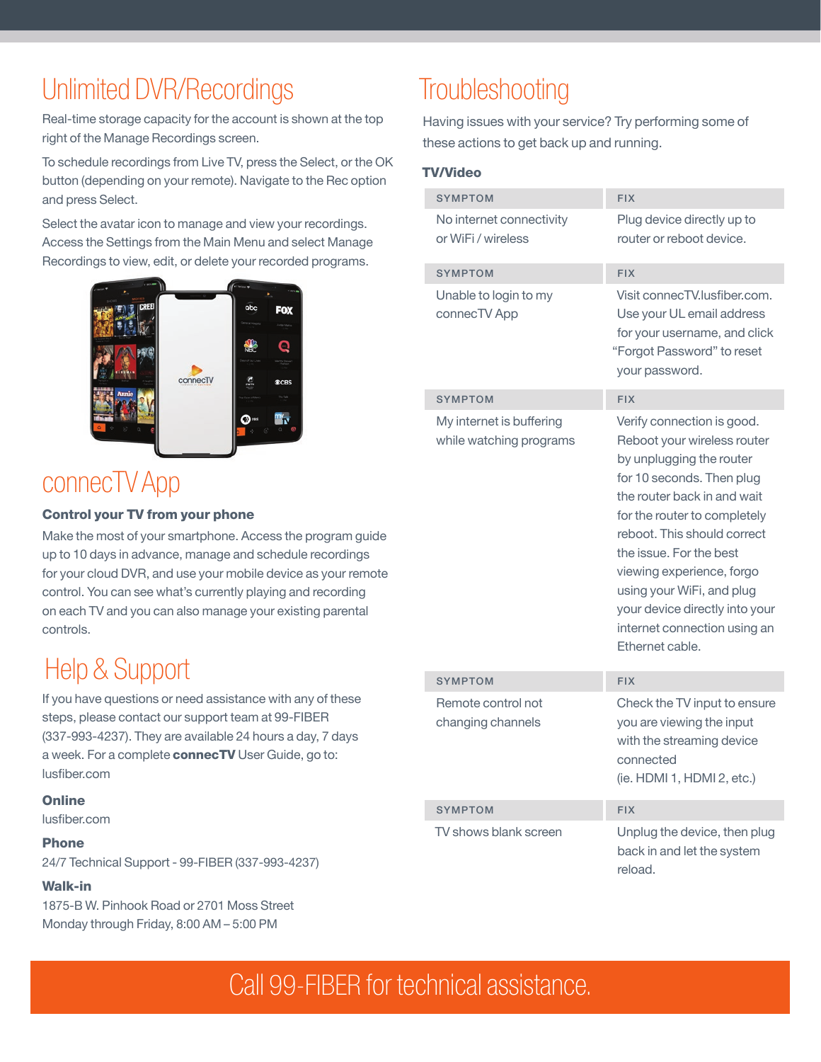## Unlimited DVR/Recordings

Real-time storage capacity for the account is shown at the top right of the Manage Recordings screen.

To schedule recordings from Live TV, press the Select, or the OK button (depending on your remote). Navigate to the Rec option and press Select.

Select the avatar icon to manage and view your recordings. Access the Settings from the Main Menu and select Manage Recordings to view, edit, or delete your recorded programs.

## connecTV App

**Control your TV from your phone**

Make the most of your smartphone. Access the program guide up to 10 days in advance, manage and schedule recordings for your cloud DVR, and use your mobile device as your remote control. You can see what's currently playing and recording on each TV and you can also manage your existing parental controls.

## Help & Support

If you have questions or need assistance with any of these steps, please contact our support team at 99-FIBER (337-993-4237). They are available 24 hours a day, 7 days a week. For a complete **connecTV** User Guide, go to: lusfiber.com

**Online**

lusfiber.com

**Phone**

24/7 Technical Support - 99-FIBER (337-993-4237)

**Walk-in**

1875-B W. Pinhook Road or 2701 Moss Street
Monday through Friday, 8:00 AM – 5:00 PM

## Troubleshooting

Having issues with your service? Try performing some of these actions to get back up and running.

**TV/Video**

| SYMPTOM | FIX |
| --- | --- |
| No internet connectivity or WiFi / wireless | Plug device directly up to router or reboot device. |
| Unable to login to my connecTV App | Visit connecTV.lusfiber.com. Use your UL email address for your username, and click "Forgot Password" to reset your password. |
| My internet is buffering while watching programs | Verify connection is good. Reboot your wireless router by unplugging the router for 10 seconds. Then plug the router back in and wait for the router to completely reboot. This should correct the issue. For the best viewing experience, forgo using your WiFi, and plug your device directly into your internet connection using an Ethernet cable. |
| Remote control not changing channels | Check the TV input to ensure you are viewing the input with the streaming device connected (ie. HDMI 1, HDMI 2, etc.) |
| TV shows blank screen | Unplug the device, then plug back in and let the system reload. |

Call 99-FIBER for technical assistance.